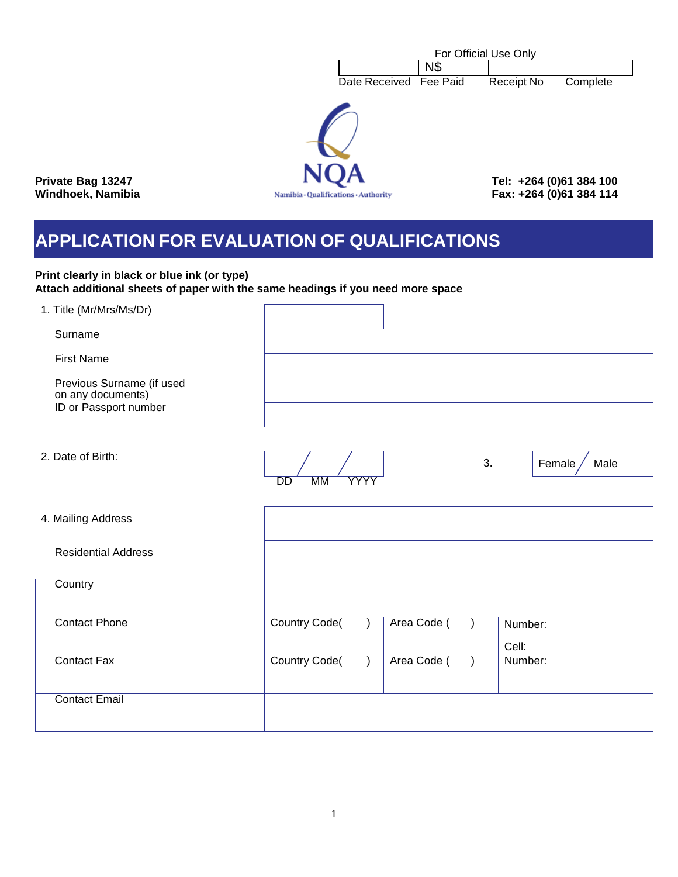For Official Use Only

| Date Received | Fee Paid | Receipt No | Complete |
| --- | --- | --- | --- |
| | N$ | | |

**Private Bag 13247**
**Windhoek, Namibia**

NQA
Namibia · Qualifications · Authority

**Tel: +264 (0)61 384 100**
**Fax: +264 (0)61 384 114**

# APPLICATION FOR EVALUATION OF QUALIFICATIONS

**Print clearly in black or blue ink (or type)**
**Attach additional sheets of paper with the same headings if you need more space**

| | |
| --- | --- |
| 1. Title (Mr/Mrs/Ms/Dr) | |
| Surname | |
| First Name | |
| Previous Surname (if used on any documents) | |
| ID or Passport number | |

2. Date of Birth: ___ / ___ / ___ (DD MM YYYY)

3. Female / Male

| | | | |
| --- | --- | --- | --- |
| 4. Mailing Address | | | |
| Residential Address | | | |
| Country | | | |
| Contact Phone | Country Code( ) | Area Code ( ) | Number: Cell: |
| Contact Fax | Country Code( ) | Area Code ( ) | Number: |
| Contact Email | | | |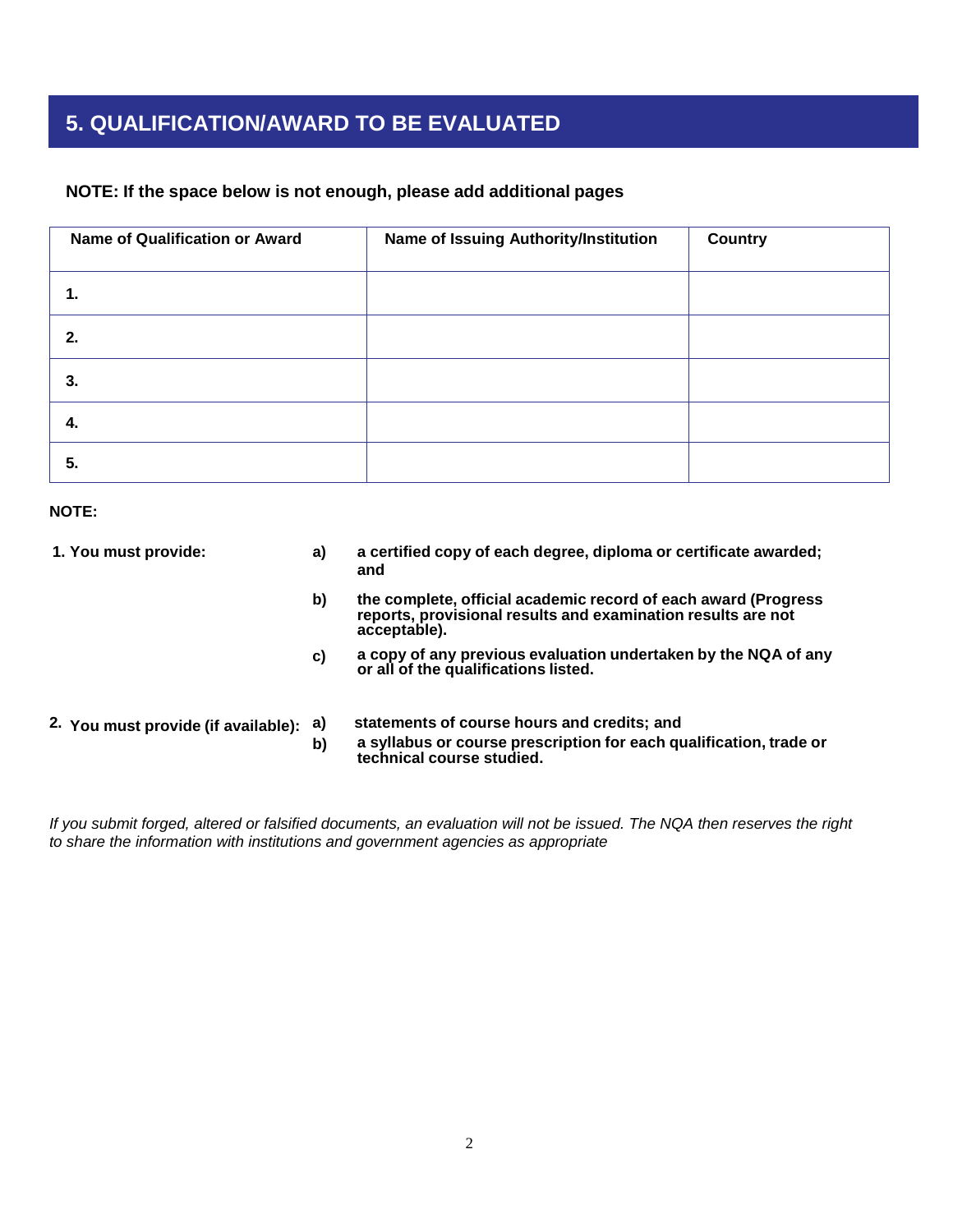## 5. QUALIFICATION/AWARD TO BE EVALUATED

**NOTE: If the space below is not enough, please add additional pages**

| Name of Qualification or Award | Name of Issuing Authority/Institution | Country |
|---|---|---|
| 1. | | |
| 2. | | |
| 3. | | |
| 4. | | |
| 5. | | |

**NOTE:**

**1. You must provide:**

- **a)** **a certified copy of each degree, diploma or certificate awarded; and**
- **b)** **the complete, official academic record of each award (Progress reports, provisional results and examination results are not acceptable).**
- **c)** **a copy of any previous evaluation undertaken by the NQA of any or all of the qualifications listed.**

**2. You must provide (if available):**

- **a)** **statements of course hours and credits; and**
- **b)** **a syllabus or course prescription for each qualification, trade or technical course studied.**

*If you submit forged, altered or falsified documents, an evaluation will not be issued. The NQA then reserves the right to share the information with institutions and government agencies as appropriate*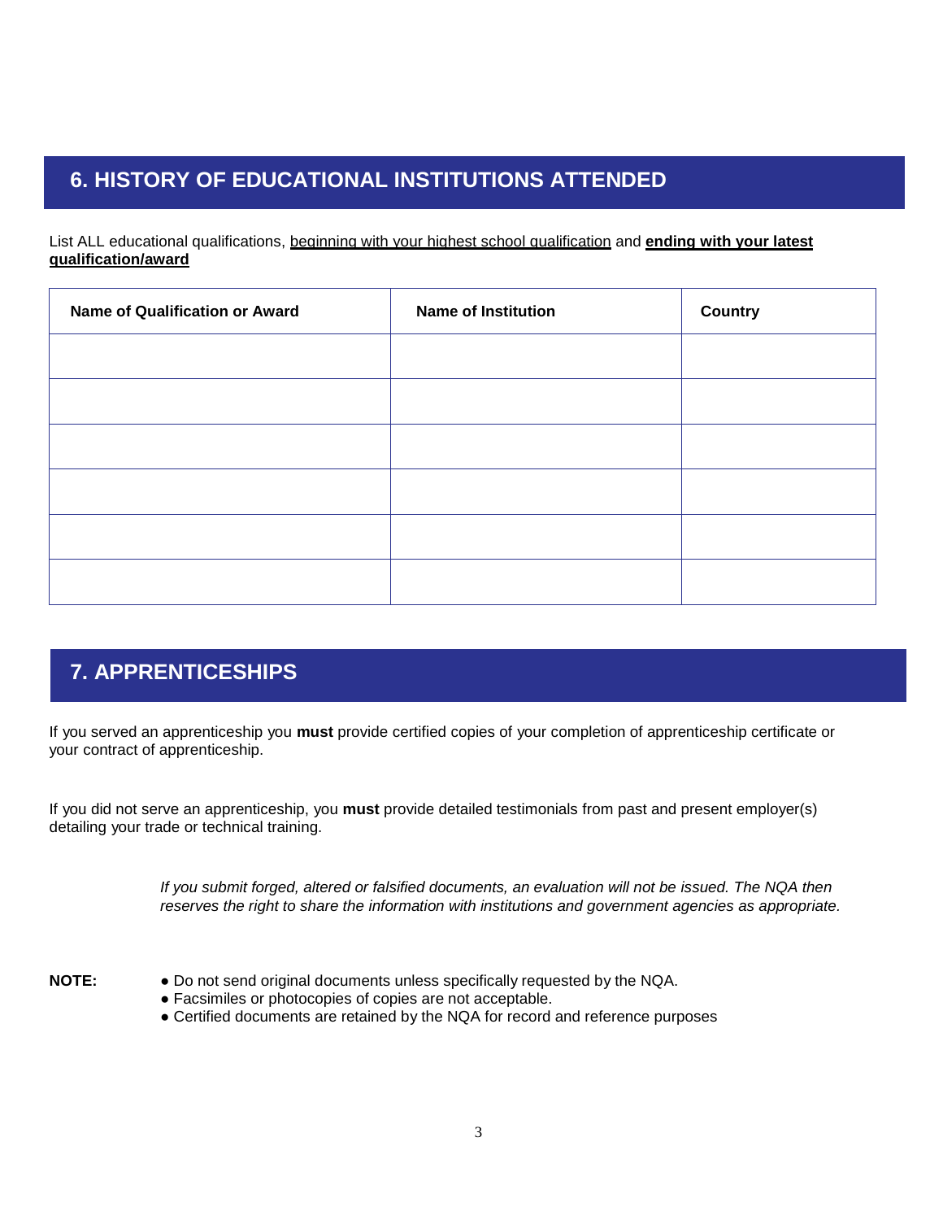## 6. HISTORY OF EDUCATIONAL INSTITUTIONS ATTENDED

List ALL educational qualifications, beginning with your highest school qualification and **ending with your latest qualification/award**

| Name of Qualification or Award | Name of Institution | Country |
|---|---|---|
| | | |
| | | |
| | | |
| | | |
| | | |
| | | |

## 7. APPRENTICESHIPS

If you served an apprenticeship you **must** provide certified copies of your completion of apprenticeship certificate or your contract of apprenticeship.

If you did not serve an apprenticeship, you **must** provide detailed testimonials from past and present employer(s) detailing your trade or technical training.

*If you submit forged, altered or falsified documents, an evaluation will not be issued. The NQA then reserves the right to share the information with institutions and government agencies as appropriate.*

**NOTE:**

- Do not send original documents unless specifically requested by the NQA.
- Facsimiles or photocopies of copies are not acceptable.
- Certified documents are retained by the NQA for record and reference purposes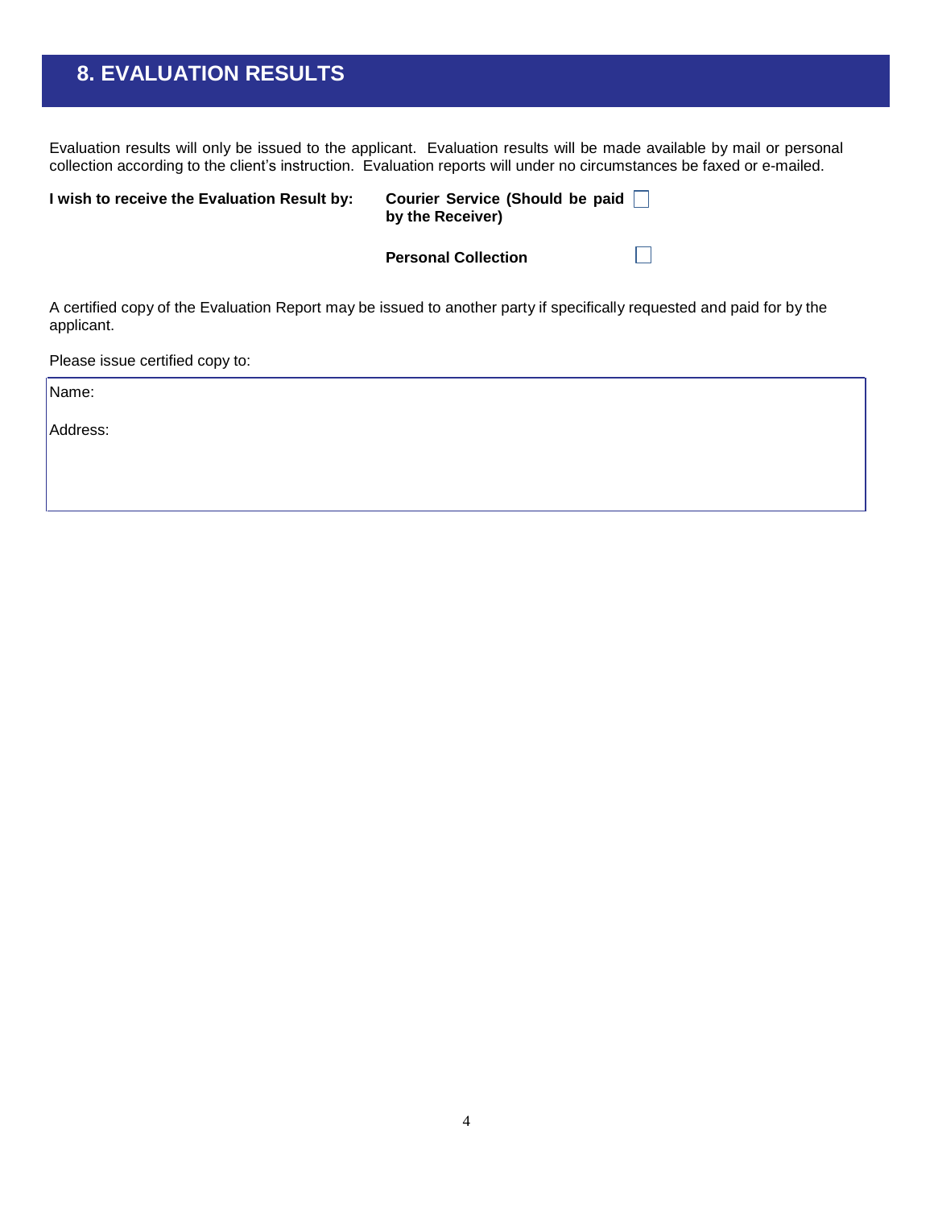## 8. EVALUATION RESULTS

Evaluation results will only be issued to the applicant. Evaluation results will be made available by mail or personal collection according to the client's instruction. Evaluation reports will under no circumstances be faxed or e-mailed.

| **I wish to receive the Evaluation Result by:** | **Courier Service (Should be paid by the Receiver)** | ☐ |
|---|---|---|
| | **Personal Collection** | ☐ |

A certified copy of the Evaluation Report may be issued to another party if specifically requested and paid for by the applicant.

Please issue certified copy to:

Name:

Address: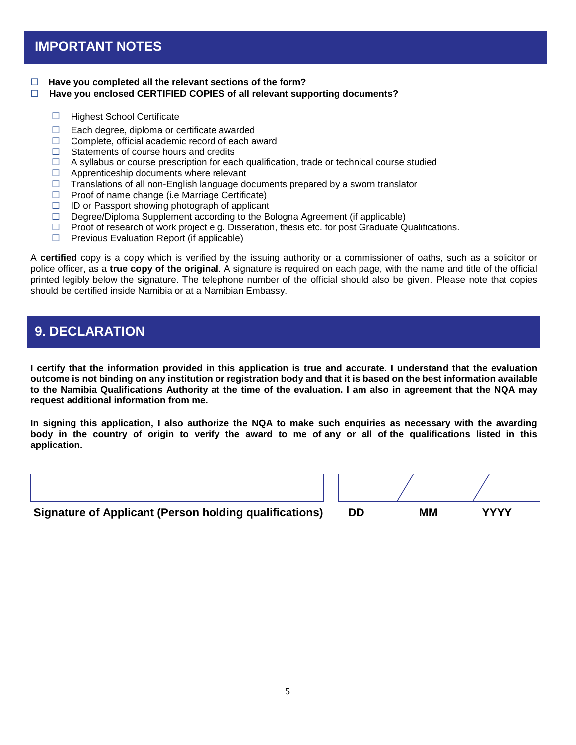## IMPORTANT NOTES

- ☐ **Have you completed all the relevant sections of the form?**
- ☐ **Have you enclosed CERTIFIED COPIES of all relevant supporting documents?**

  - ☐ Highest School Certificate
  - ☐ Each degree, diploma or certificate awarded
  - ☐ Complete, official academic record of each award
  - ☐ Statements of course hours and credits
  - ☐ A syllabus or course prescription for each qualification, trade or technical course studied
  - ☐ Apprenticeship documents where relevant
  - ☐ Translations of all non-English language documents prepared by a sworn translator
  - ☐ Proof of name change (i.e Marriage Certificate)
  - ☐ ID or Passport showing photograph of applicant
  - ☐ Degree/Diploma Supplement according to the Bologna Agreement (if applicable)
  - ☐ Proof of research of work project e.g. Disseration, thesis etc. for post Graduate Qualifications.
  - ☐ Previous Evaluation Report (if applicable)

A **certified** copy is a copy which is verified by the issuing authority or a commissioner of oaths, such as a solicitor or police officer, as a **true copy of the original**. A signature is required on each page, with the name and title of the official printed legibly below the signature. The telephone number of the official should also be given. Please note that copies should be certified inside Namibia or at a Namibian Embassy.

## 9. DECLARATION

**I certify that the information provided in this application is true and accurate. I understand that the evaluation outcome is not binding on any institution or registration body and that it is based on the best information available to the Namibia Qualifications Authority at the time of the evaluation. I am also in agreement that the NQA may request additional information from me.**

**In signing this application, I also authorize the NQA to make such enquiries as necessary with the awarding body in the country of origin to verify the award to me of any or all of the qualifications listed in this application.**

| | | | |
|---|---|---|---|
| | / | / | |
| **Signature of Applicant (Person holding qualifications)** | **DD** | **MM** | **YYYY** |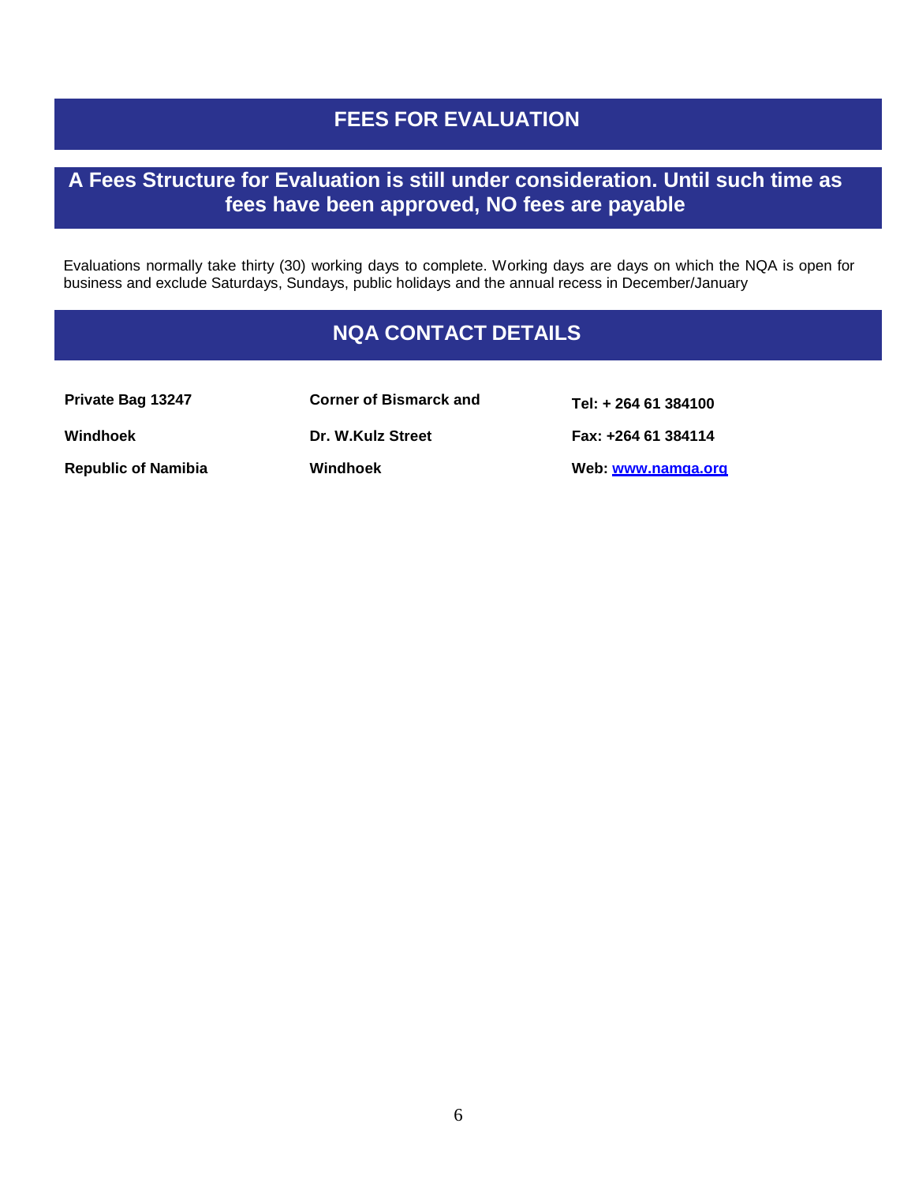## FEES FOR EVALUATION

**A Fees Structure for Evaluation is still under consideration. Until such time as fees have been approved, NO fees are payable**

Evaluations normally take thirty (30) working days to complete. Working days are days on which the NQA is open for business and exclude Saturdays, Sundays, public holidays and the annual recess in December/January

## NQA CONTACT DETAILS

| | | |
|---|---|---|
| **Private Bag 13247** | **Corner of Bismarck and** | **Tel: + 264 61 384100** |
| **Windhoek** | **Dr. W.Kulz Street** | **Fax: +264 61 384114** |
| **Republic of Namibia** | **Windhoek** | **Web: www.namqa.org** |